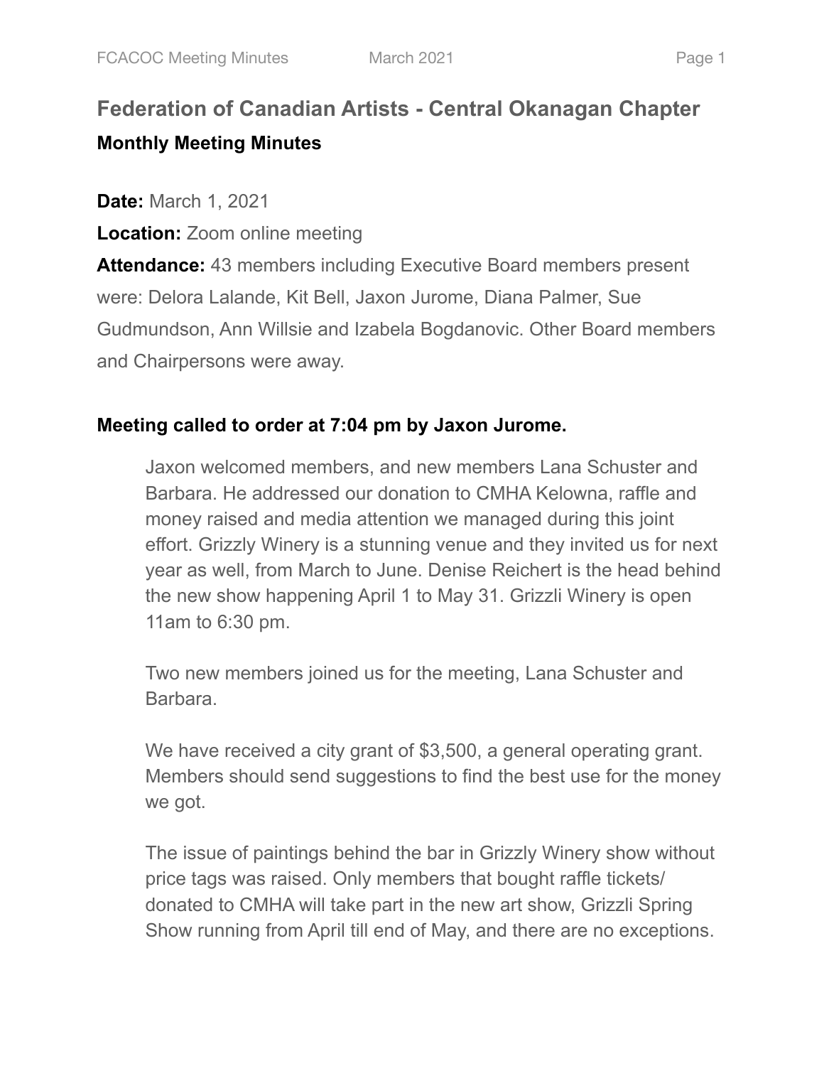# Federation of Canadian Artists - Central Okanagan Chapter

### Monthly Meeting Minutes

**Date:** March 1, 2021

**Location:** Zoom online meeting

**Attendance:** 43 members including Executive Board members present were: Delora Lalande, Kit Bell, Jaxon Jurome, Diana Palmer, Sue Gudmundson, Ann Willsie and Izabela Bogdanovic. Other Board members and Chairpersons were away.

**Meeting called to order at 7:04 pm by Jaxon Jurome.**

Jaxon welcomed members, and new members Lana Schuster and Barbara. He addressed our donation to CMHA Kelowna, raffle and money raised and media attention we managed during this joint effort. Grizzly Winery is a stunning venue and they invited us for next year as well, from March to June. Denise Reichert is the head behind the new show happening April 1 to May 31. Grizzli Winery is open 11am to 6:30 pm.

Two new members joined us for the meeting, Lana Schuster and Barbara.

We have received a city grant of $3,500, a general operating grant. Members should send suggestions to find the best use for the money we got.

The issue of paintings behind the bar in Grizzly Winery show without price tags was raised. Only members that bought raffle tickets/ donated to CMHA will take part in the new art show, Grizzli Spring Show running from April till end of May, and there are no exceptions.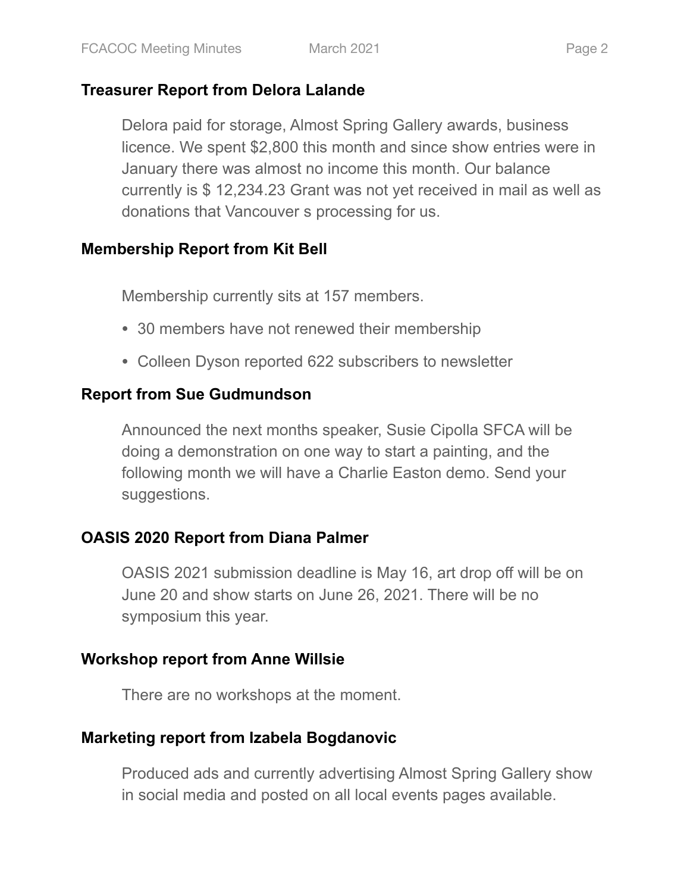### Treasurer Report from Delora Lalande

Delora paid for storage, Almost Spring Gallery awards, business licence. We spent $2,800 this month and since show entries were in January there was almost no income this month. Our balance currently is $ 12,234.23 Grant was not yet received in mail as well as donations that Vancouver s processing for us.

### Membership Report from Kit Bell

Membership currently sits at 157 members.

- 30 members have not renewed their membership
- Colleen Dyson reported 622 subscribers to newsletter

### Report from Sue Gudmundson

Announced the next months speaker, Susie Cipolla SFCA will be doing a demonstration on one way to start a painting, and the following month we will have a Charlie Easton demo. Send your suggestions.

### OASIS 2020 Report from Diana Palmer

OASIS 2021 submission deadline is May 16, art drop off will be on June 20 and show starts on June 26, 2021. There will be no symposium this year.

### Workshop report from Anne Willsie

There are no workshops at the moment.

### Marketing report from Izabela Bogdanovic

Produced ads and currently advertising Almost Spring Gallery show in social media and posted on all local events pages available.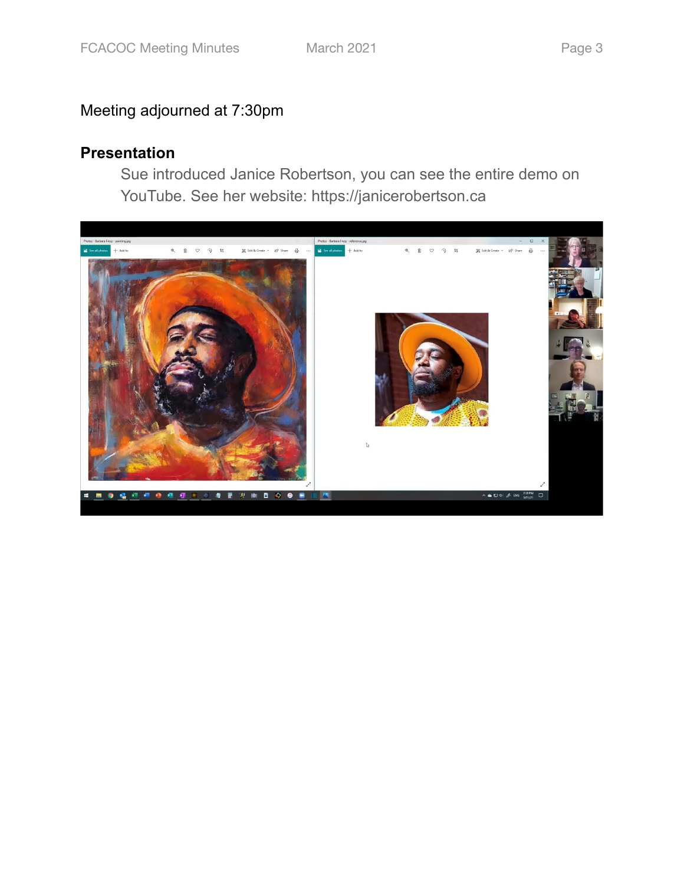Meeting adjourned at 7:30pm

## Presentation

Sue introduced Janice Robertson, you can see the entire demo on YouTube. See her website: https://janicerobertson.ca